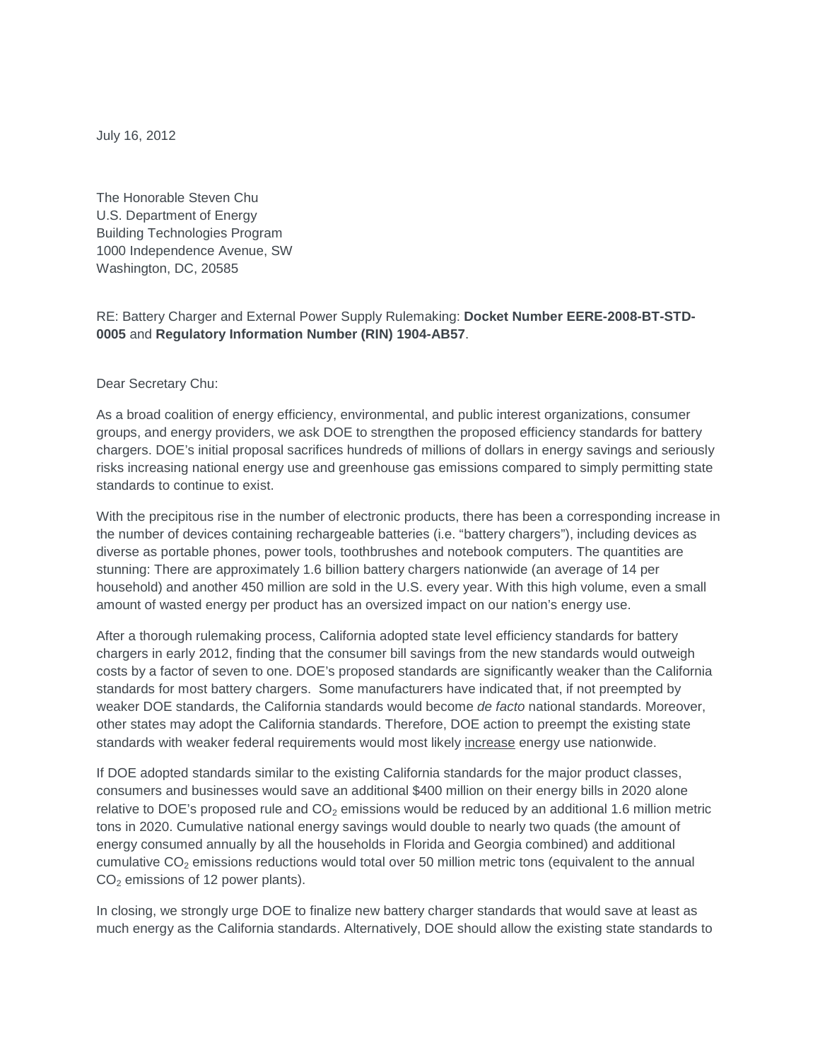July 16, 2012

The Honorable Steven Chu
U.S. Department of Energy
Building Technologies Program
1000 Independence Avenue, SW
Washington, DC, 20585

RE: Battery Charger and External Power Supply Rulemaking: **Docket Number EERE-2008-BT-STD-0005** and **Regulatory Information Number (RIN) 1904-AB57**.

Dear Secretary Chu:

As a broad coalition of energy efficiency, environmental, and public interest organizations, consumer groups, and energy providers, we ask DOE to strengthen the proposed efficiency standards for battery chargers. DOE's initial proposal sacrifices hundreds of millions of dollars in energy savings and seriously risks increasing national energy use and greenhouse gas emissions compared to simply permitting state standards to continue to exist.

With the precipitous rise in the number of electronic products, there has been a corresponding increase in the number of devices containing rechargeable batteries (i.e. "battery chargers"), including devices as diverse as portable phones, power tools, toothbrushes and notebook computers. The quantities are stunning: There are approximately 1.6 billion battery chargers nationwide (an average of 14 per household) and another 450 million are sold in the U.S. every year. With this high volume, even a small amount of wasted energy per product has an oversized impact on our nation's energy use.

After a thorough rulemaking process, California adopted state level efficiency standards for battery chargers in early 2012, finding that the consumer bill savings from the new standards would outweigh costs by a factor of seven to one. DOE's proposed standards are significantly weaker than the California standards for most battery chargers. Some manufacturers have indicated that, if not preempted by weaker DOE standards, the California standards would become *de facto* national standards. Moreover, other states may adopt the California standards. Therefore, DOE action to preempt the existing state standards with weaker federal requirements would most likely <u>increase</u> energy use nationwide.

If DOE adopted standards similar to the existing California standards for the major product classes, consumers and businesses would save an additional $400 million on their energy bills in 2020 alone relative to DOE's proposed rule and $CO_2$ emissions would be reduced by an additional 1.6 million metric tons in 2020. Cumulative national energy savings would double to nearly two quads (the amount of energy consumed annually by all the households in Florida and Georgia combined) and additional cumulative $CO_2$ emissions reductions would total over 50 million metric tons (equivalent to the annual $CO_2$ emissions of 12 power plants).

In closing, we strongly urge DOE to finalize new battery charger standards that would save at least as much energy as the California standards. Alternatively, DOE should allow the existing state standards to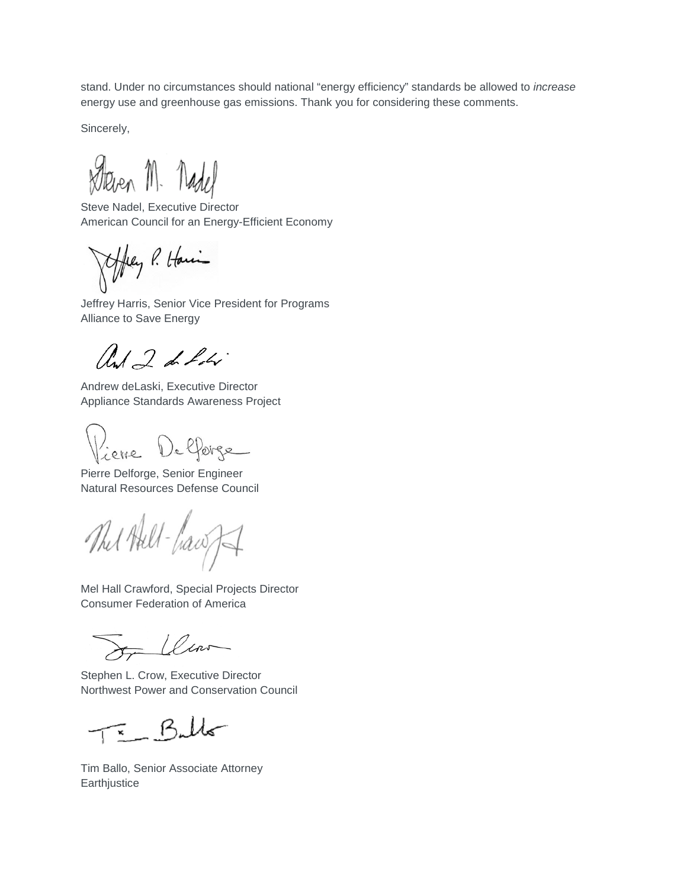stand. Under no circumstances should national "energy efficiency" standards be allowed to *increase* energy use and greenhouse gas emissions. Thank you for considering these comments.

Sincerely,

Steve Nadel, Executive Director
American Council for an Energy-Efficient Economy

Jeffrey Harris, Senior Vice President for Programs
Alliance to Save Energy

Andrew deLaski, Executive Director
Appliance Standards Awareness Project

Pierre Delforge, Senior Engineer
Natural Resources Defense Council

Mel Hall Crawford, Special Projects Director
Consumer Federation of America

Stephen L. Crow, Executive Director
Northwest Power and Conservation Council

Tim Ballo, Senior Associate Attorney
Earthjustice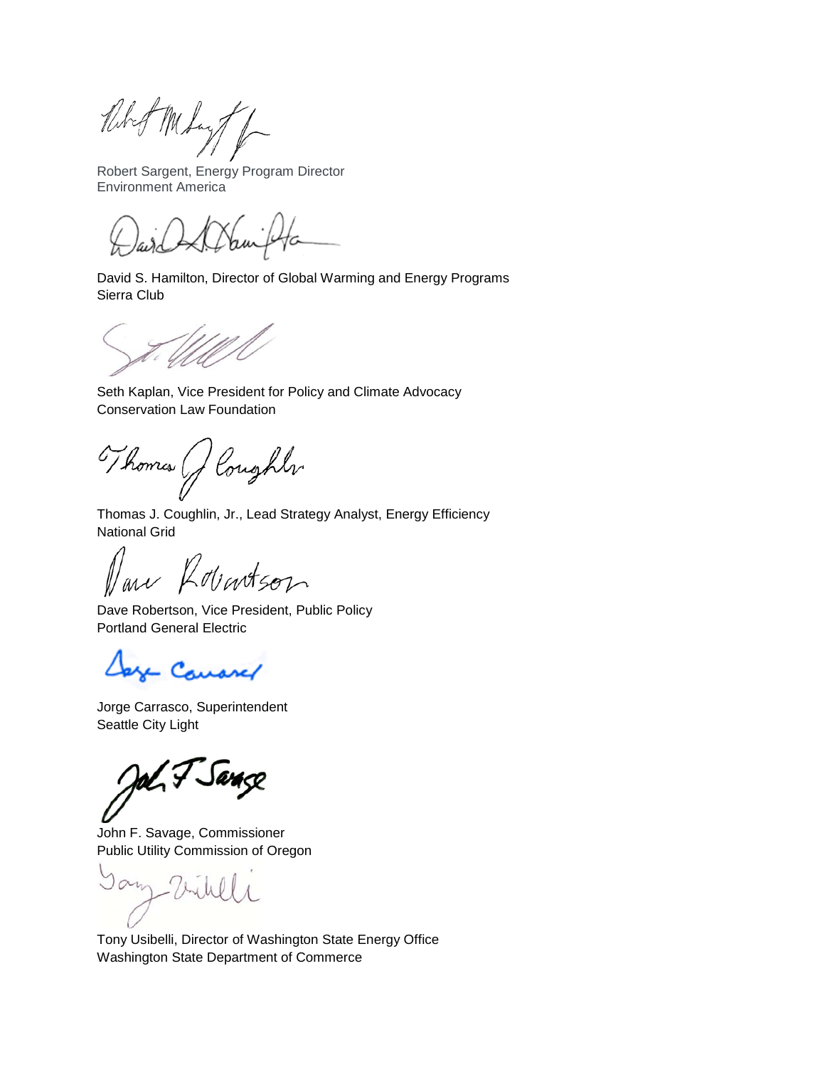Robert Sargent, Energy Program Director
Environment America

David S. Hamilton, Director of Global Warming and Energy Programs
Sierra Club

Seth Kaplan, Vice President for Policy and Climate Advocacy
Conservation Law Foundation

Thomas J. Coughlin, Jr., Lead Strategy Analyst, Energy Efficiency
National Grid

Dave Robertson, Vice President, Public Policy
Portland General Electric

Jorge Carrasco, Superintendent
Seattle City Light

John F. Savage, Commissioner
Public Utility Commission of Oregon

Tony Usibelli, Director of Washington State Energy Office
Washington State Department of Commerce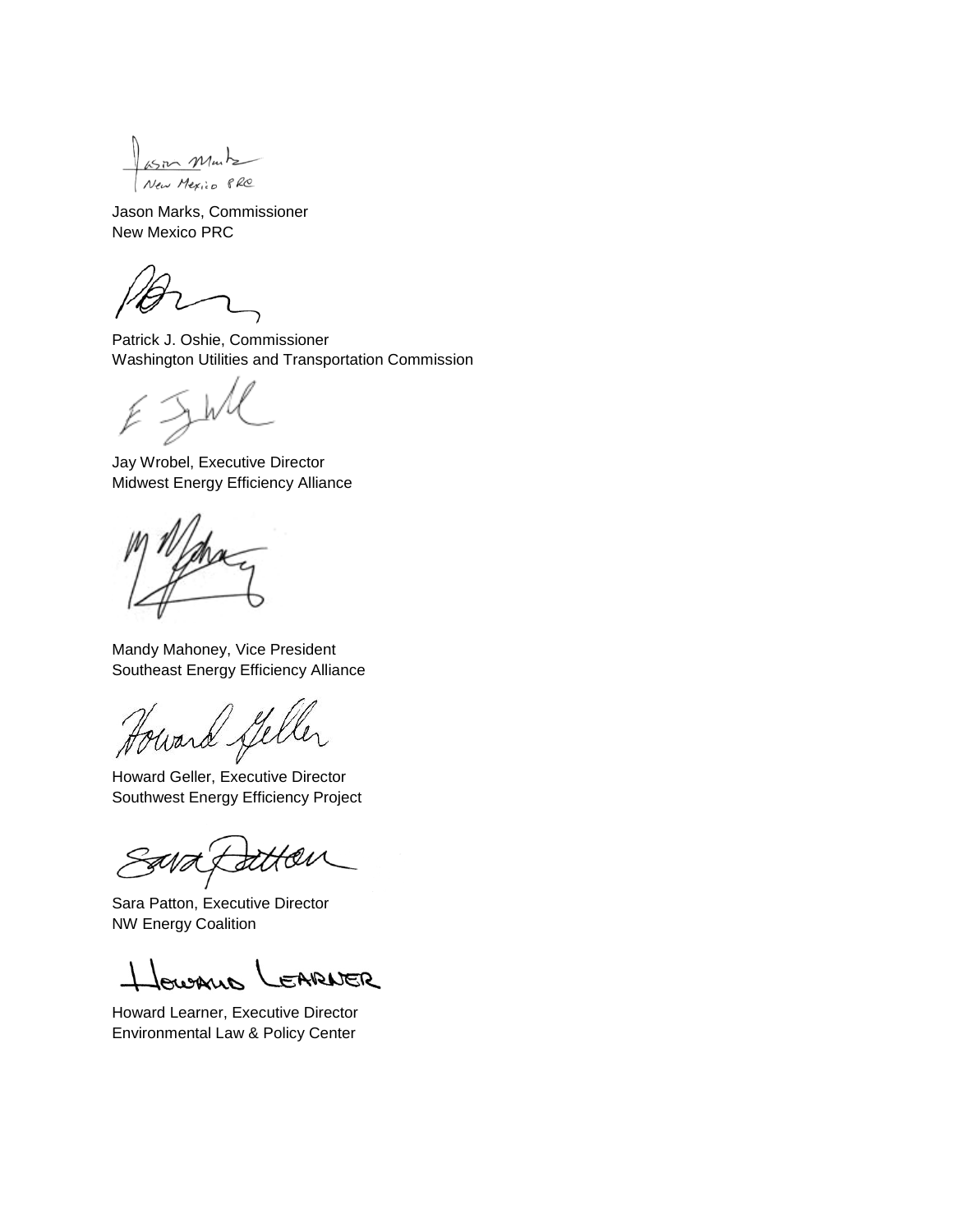Jason Marks, Commissioner
New Mexico PRC

Patrick J. Oshie, Commissioner
Washington Utilities and Transportation Commission

Jay Wrobel, Executive Director
Midwest Energy Efficiency Alliance

Mandy Mahoney, Vice President
Southeast Energy Efficiency Alliance

Howard Geller, Executive Director
Southwest Energy Efficiency Project

Sara Patton, Executive Director
NW Energy Coalition

Howard Learner, Executive Director
Environmental Law & Policy Center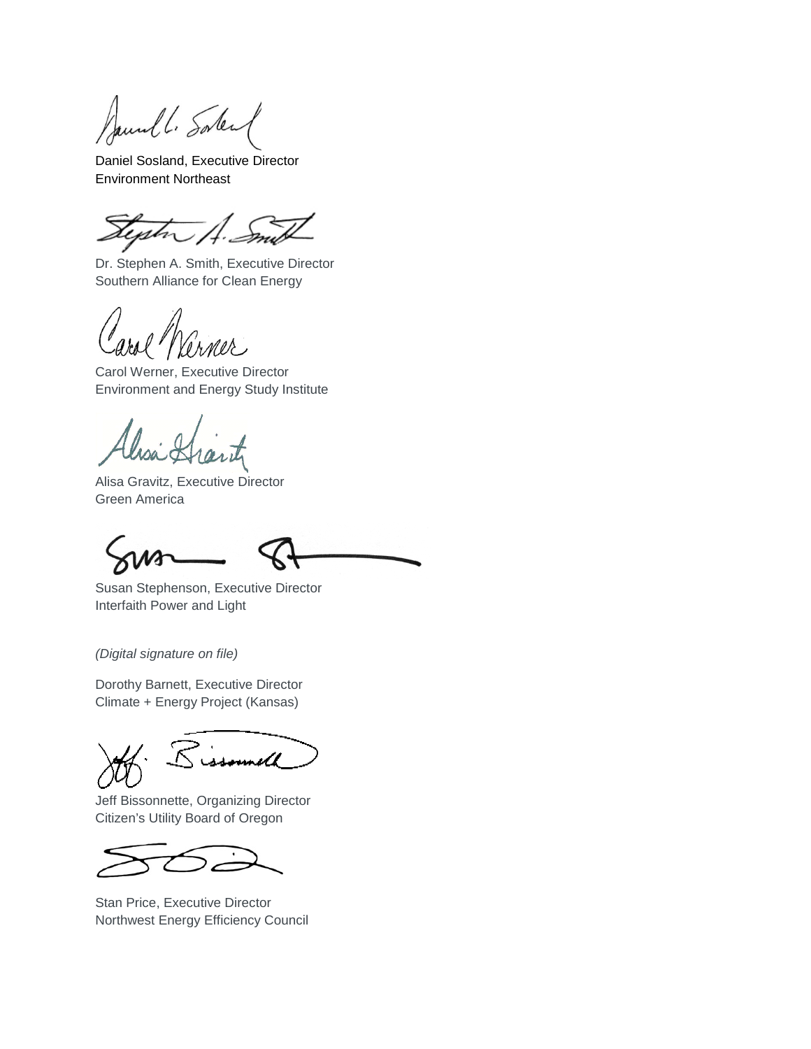Daniel Sosland, Executive Director
Environment Northeast

Dr. Stephen A. Smith, Executive Director
Southern Alliance for Clean Energy

Carol Werner, Executive Director
Environment and Energy Study Institute

Alisa Gravitz, Executive Director
Green America

Susan Stephenson, Executive Director
Interfaith Power and Light

*(Digital signature on file)*

Dorothy Barnett, Executive Director
Climate + Energy Project (Kansas)

Jeff Bissonnette, Organizing Director
Citizen's Utility Board of Oregon

Stan Price, Executive Director
Northwest Energy Efficiency Council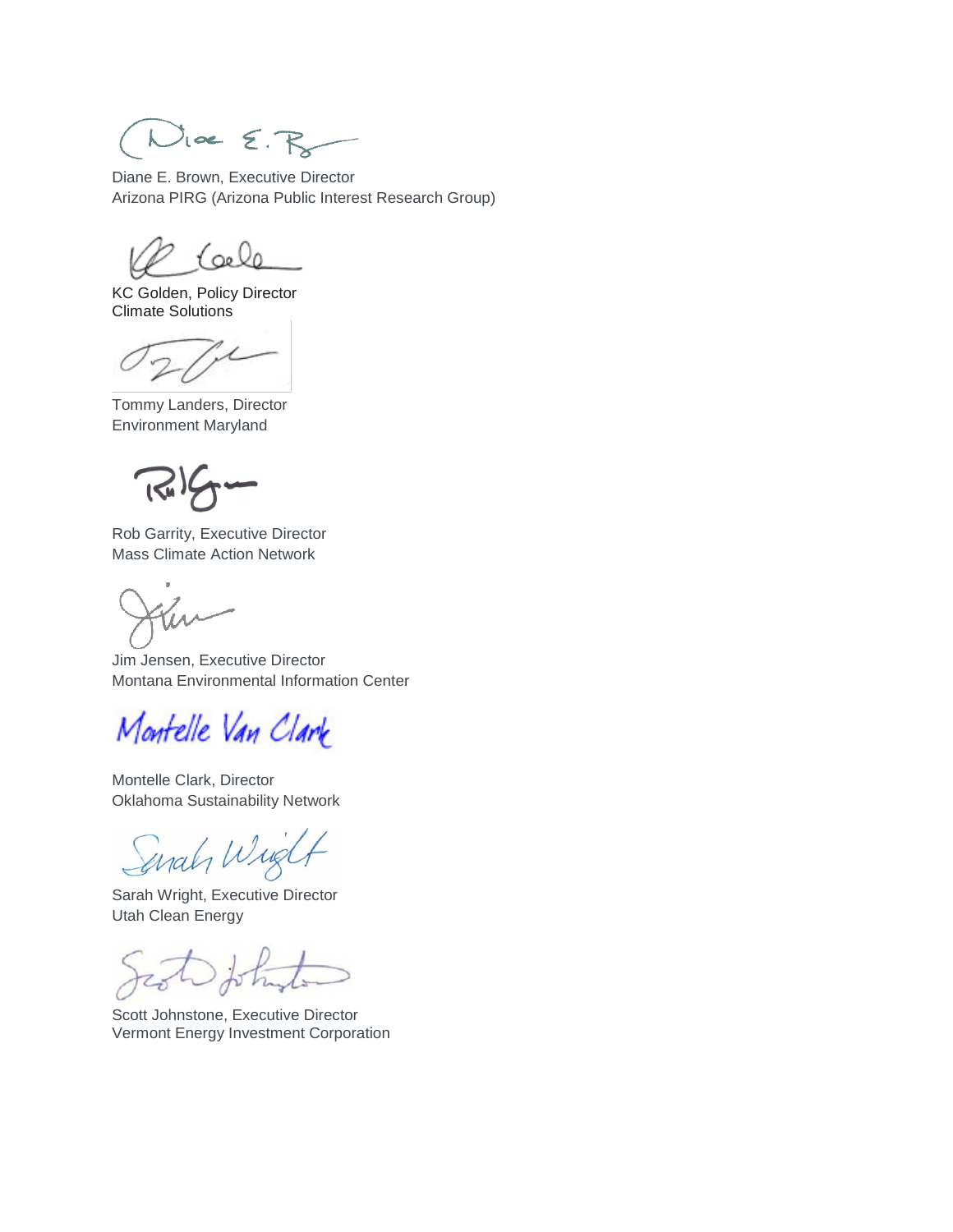Diane E. Brown, Executive Director
Arizona PIRG (Arizona Public Interest Research Group)

KC Golden, Policy Director
Climate Solutions

Tommy Landers, Director
Environment Maryland

Rob Garrity, Executive Director
Mass Climate Action Network

Jim Jensen, Executive Director
Montana Environmental Information Center

Montelle Clark, Director
Oklahoma Sustainability Network

Sarah Wright, Executive Director
Utah Clean Energy

Scott Johnstone, Executive Director
Vermont Energy Investment Corporation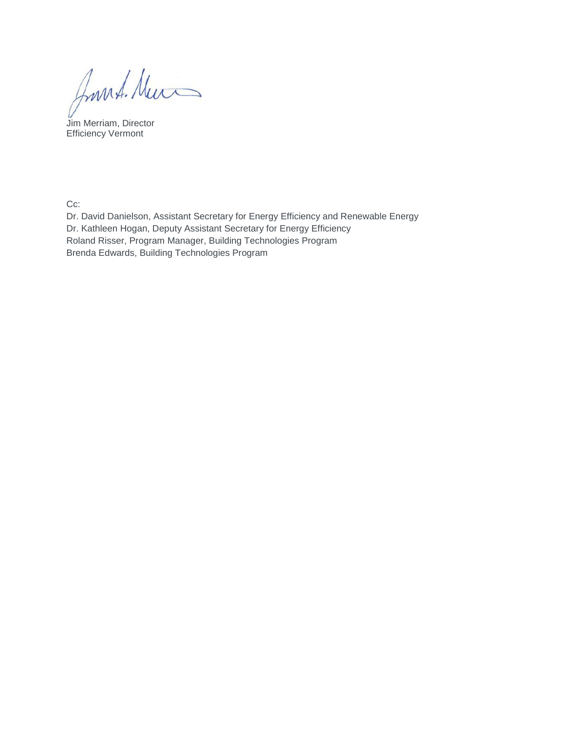Jim Merriam, Director
Efficiency Vermont

Cc:

Dr. David Danielson, Assistant Secretary for Energy Efficiency and Renewable Energy
Dr. Kathleen Hogan, Deputy Assistant Secretary for Energy Efficiency
Roland Risser, Program Manager, Building Technologies Program
Brenda Edwards, Building Technologies Program